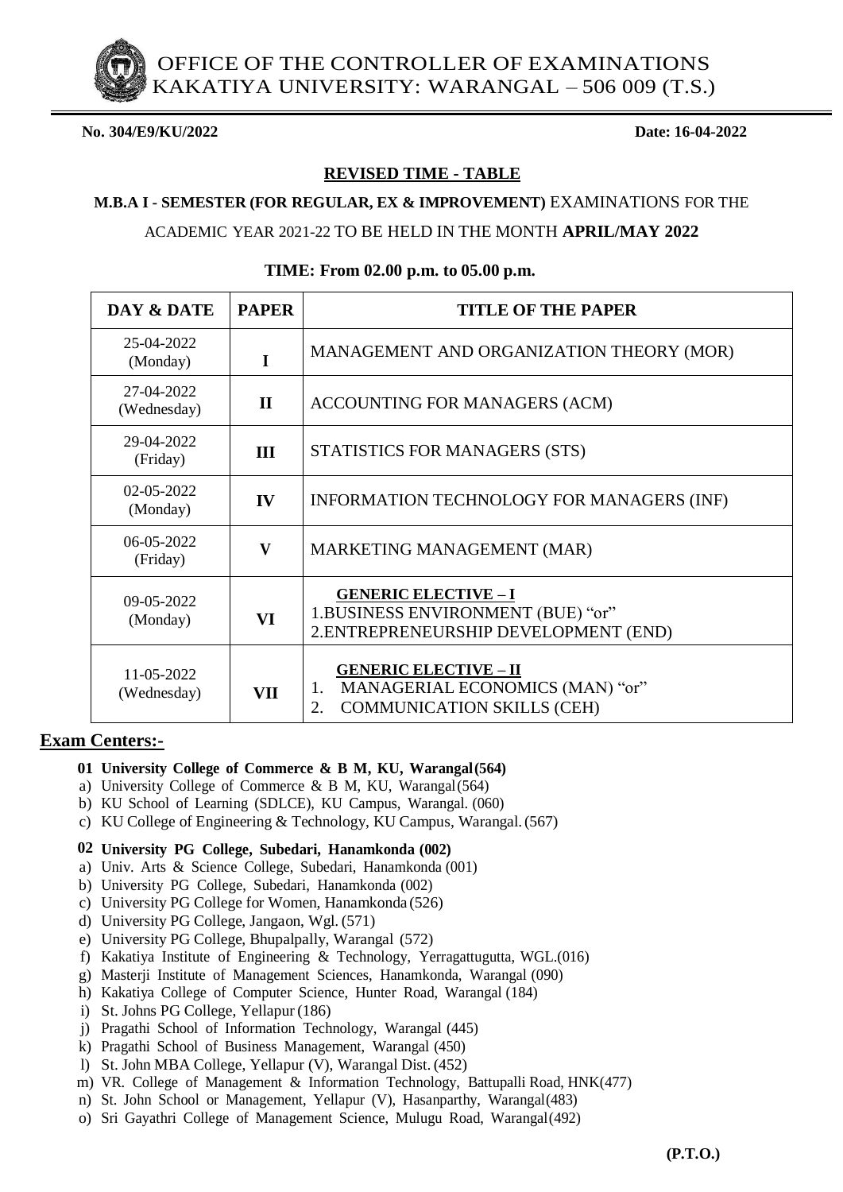# OFFICE OF THE CONTROLLER OF EXAMINATIONS
# KAKATIYA UNIVERSITY: WARANGAL – 506 009 (T.S.)

**No. 304/E9/KU/2022** **Date: 16-04-2022**

## REVISED TIME - TABLE

**M.B.A I - SEMESTER (FOR REGULAR, EX & IMPROVEMENT)** EXAMINATIONS FOR THE ACADEMIC YEAR 2021-22 TO BE HELD IN THE MONTH **APRIL/MAY 2022**

**TIME: From 02.00 p.m. to 05.00 p.m.**

| DAY & DATE | PAPER | TITLE OF THE PAPER |
|---|---|---|
| 25-04-2022 (Monday) | I | MANAGEMENT AND ORGANIZATION THEORY (MOR) |
| 27-04-2022 (Wednesday) | II | ACCOUNTING FOR MANAGERS (ACM) |
| 29-04-2022 (Friday) | III | STATISTICS FOR MANAGERS (STS) |
| 02-05-2022 (Monday) | IV | INFORMATION TECHNOLOGY FOR MANAGERS (INF) |
| 06-05-2022 (Friday) | V | MARKETING MANAGEMENT (MAR) |
| 09-05-2022 (Monday) | VI | **GENERIC ELECTIVE – I** 1.BUSINESS ENVIRONMENT (BUE) "or" 2.ENTREPRENEURSHIP DEVELOPMENT (END) |
| 11-05-2022 (Wednesday) | VII | **GENERIC ELECTIVE – II** 1. MANAGERIAL ECONOMICS (MAN) "or" 2. COMMUNICATION SKILLS (CEH) |

## Exam Centers:-

**01 University College of Commerce & B M, KU, Warangal (564)**

a) University College of Commerce & B M, KU, Warangal (564)
b) KU School of Learning (SDLCE), KU Campus, Warangal. (060)
c) KU College of Engineering & Technology, KU Campus, Warangal. (567)

**02 University PG College, Subedari, Hanamkonda (002)**

a) Univ. Arts & Science College, Subedari, Hanamkonda (001)
b) University PG College, Subedari, Hanamkonda (002)
c) University PG College for Women, Hanamkonda (526)
d) University PG College, Jangaon, Wgl. (571)
e) University PG College, Bhupalpally, Warangal (572)
f) Kakatiya Institute of Engineering & Technology, Yerragattugutta, WGL.(016)
g) Masterji Institute of Management Sciences, Hanamkonda, Warangal (090)
h) Kakatiya College of Computer Science, Hunter Road, Warangal (184)
i) St. Johns PG College, Yellapur (186)
j) Pragathi School of Information Technology, Warangal (445)
k) Pragathi School of Business Management, Warangal (450)
l) St. John MBA College, Yellapur (V), Warangal Dist. (452)
m) VR. College of Management & Information Technology, Battupalli Road, HNK(477)
n) St. John School or Management, Yellapur (V), Hasanparthy, Warangal (483)
o) Sri Gayathri College of Management Science, Mulugu Road, Warangal (492)

**(P.T.O.)**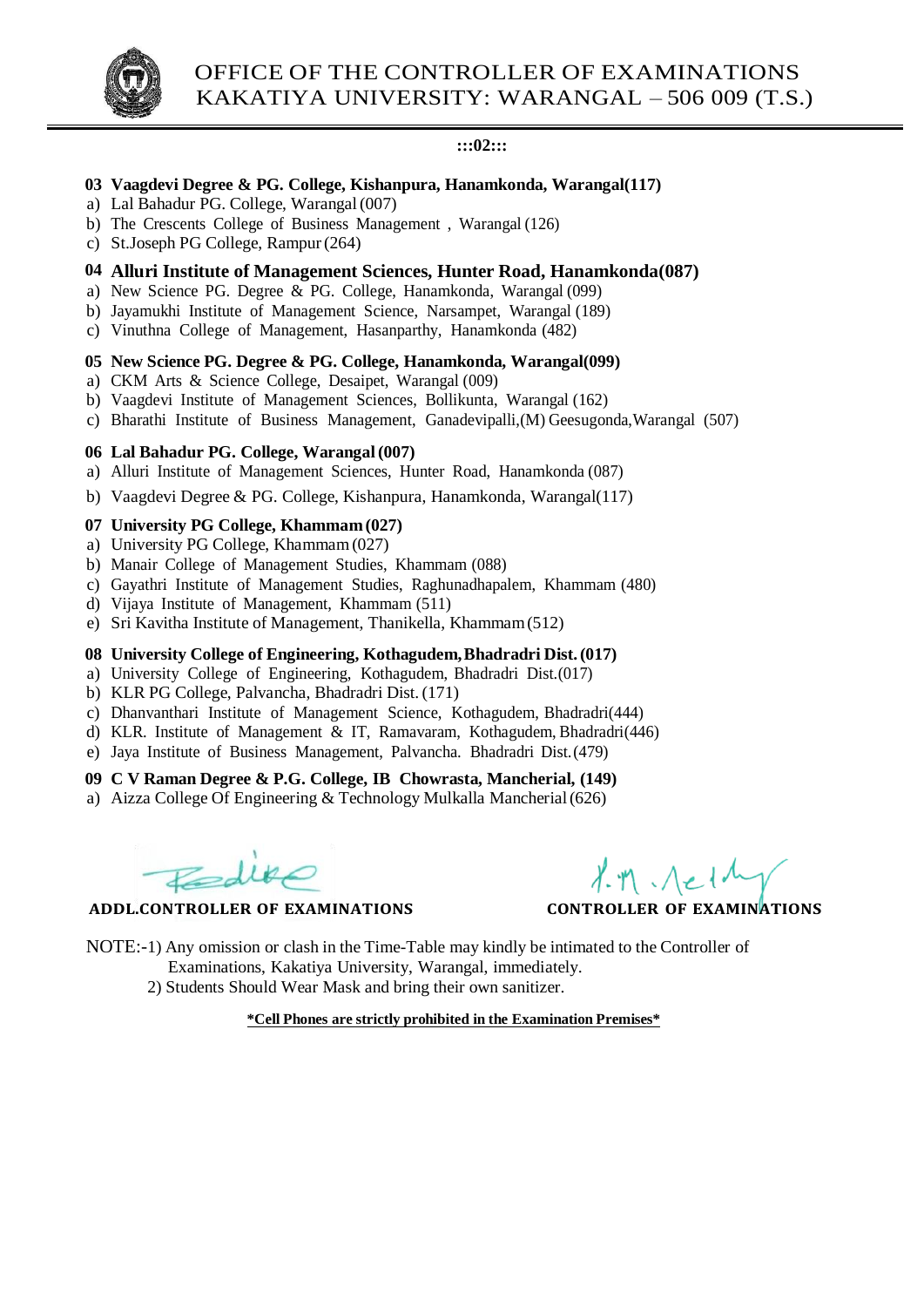# OFFICE OF THE CONTROLLER OF EXAMINATIONS
## KAKATIYA UNIVERSITY: WARANGAL – 506 009 (T.S.)

:::02:::

**03 Vaagdevi Degree & PG. College, Kishanpura, Hanamkonda, Warangal(117)**

a) Lal Bahadur PG. College, Warangal (007)
b) The Crescents College of Business Management , Warangal (126)
c) St.Joseph PG College, Rampur (264)

**04 Alluri Institute of Management Sciences, Hunter Road, Hanamkonda(087)**

a) New Science PG. Degree & PG. College, Hanamkonda, Warangal (099)
b) Jayamukhi Institute of Management Science, Narsampet, Warangal (189)
c) Vinuthna College of Management, Hasanparthy, Hanamkonda (482)

**05 New Science PG. Degree & PG. College, Hanamkonda, Warangal(099)**

a) CKM Arts & Science College, Desaipet, Warangal (009)
b) Vaagdevi Institute of Management Sciences, Bollikunta, Warangal (162)
c) Bharathi Institute of Business Management, Ganadevipalli,(M) Geesugonda,Warangal (507)

**06 Lal Bahadur PG. College, Warangal (007)**

a) Alluri Institute of Management Sciences, Hunter Road, Hanamkonda (087)
b) Vaagdevi Degree & PG. College, Kishanpura, Hanamkonda, Warangal(117)

**07 University PG College, Khammam (027)**

a) University PG College, Khammam (027)
b) Manair College of Management Studies, Khammam (088)
c) Gayathri Institute of Management Studies, Raghunadhapalem, Khammam (480)
d) Vijaya Institute of Management, Khammam (511)
e) Sri Kavitha Institute of Management, Thanikella, Khammam (512)

**08 University College of Engineering, Kothagudem, Bhadradri Dist. (017)**

a) University College of Engineering, Kothagudem, Bhadradri Dist.(017)
b) KLR PG College, Palvancha, Bhadradri Dist. (171)
c) Dhanvanthari Institute of Management Science, Kothagudem, Bhadradri(444)
d) KLR. Institute of Management & IT, Ramavaram, Kothagudem, Bhadradri(446)
e) Jaya Institute of Business Management, Palvancha. Bhadradri Dist. (479)

**09 C V Raman Degree & P.G. College, IB Chowrasta, Mancherial, (149)**

a) Aizza College Of Engineering & Technology Mulkalla Mancherial (626)

**ADDL.CONTROLLER OF EXAMINATIONS** **CONTROLLER OF EXAMINATIONS**

NOTE:-1) Any omission or clash in the Time-Table may kindly be intimated to the Controller of Examinations, Kakatiya University, Warangal, immediately.
2) Students Should Wear Mask and bring their own sanitizer.

**\*Cell Phones are strictly prohibited in the Examination Premises\***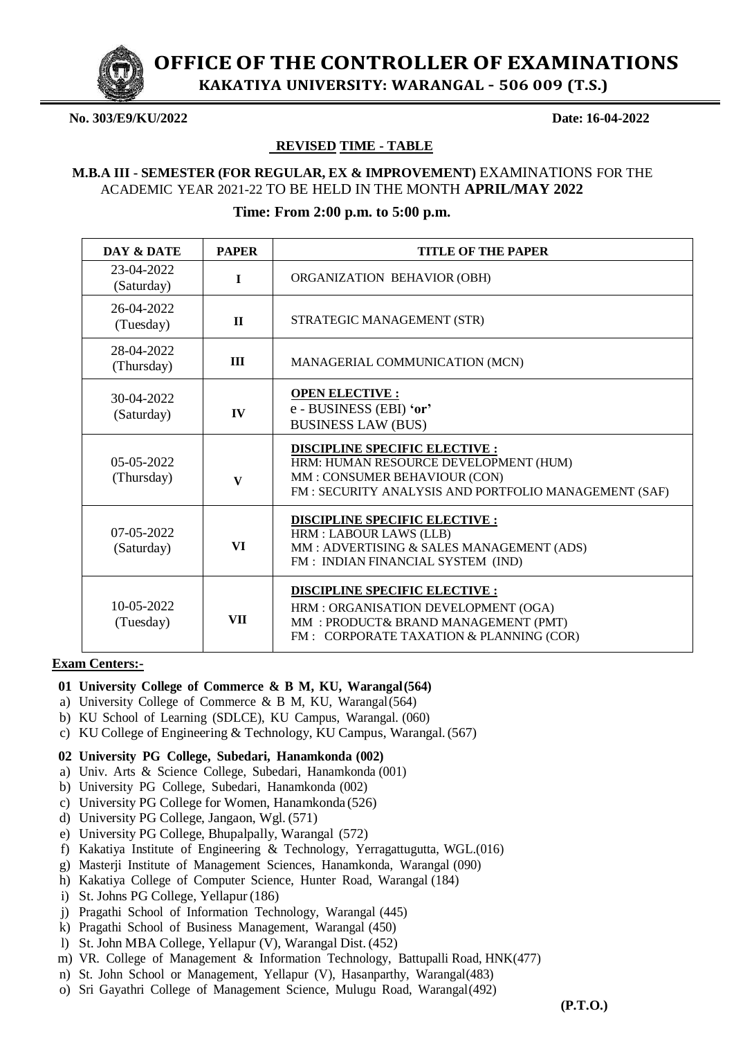# OFFICE OF THE CONTROLLER OF EXAMINATIONS

**KAKATIYA UNIVERSITY: WARANGAL - 506 009 (T.S.)**

**No. 303/E9/KU/2022** **Date: 16-04-2022**

## REVISED TIME - TABLE

**M.B.A III - SEMESTER (FOR REGULAR, EX & IMPROVEMENT)** EXAMINATIONS FOR THE ACADEMIC YEAR 2021-22 TO BE HELD IN THE MONTH **APRIL/MAY 2022**

**Time: From 2:00 p.m. to 5:00 p.m.**

| DAY & DATE | PAPER | TITLE OF THE PAPER |
|---|---|---|
| 23-04-2022 (Saturday) | I | ORGANIZATION BEHAVIOR (OBH) |
| 26-04-2022 (Tuesday) | II | STRATEGIC MANAGEMENT (STR) |
| 28-04-2022 (Thursday) | III | MANAGERIAL COMMUNICATION (MCN) |
| 30-04-2022 (Saturday) | IV | **OPEN ELECTIVE :** e - BUSINESS (EBI) **'or'** BUSINESS LAW (BUS) |
| 05-05-2022 (Thursday) | V | **DISCIPLINE SPECIFIC ELECTIVE :** HRM: HUMAN RESOURCE DEVELOPMENT (HUM) MM : CONSUMER BEHAVIOUR (CON) FM : SECURITY ANALYSIS AND PORTFOLIO MANAGEMENT (SAF) |
| 07-05-2022 (Saturday) | VI | **DISCIPLINE SPECIFIC ELECTIVE :** HRM : LABOUR LAWS (LLB) MM : ADVERTISING & SALES MANAGEMENT (ADS) FM : INDIAN FINANCIAL SYSTEM (IND) |
| 10-05-2022 (Tuesday) | VII | **DISCIPLINE SPECIFIC ELECTIVE :** HRM : ORGANISATION DEVELOPMENT (OGA) MM : PRODUCT& BRAND MANAGEMENT (PMT) FM : CORPORATE TAXATION & PLANNING (COR) |

**Exam Centers:-**

**01 University College of Commerce & B M, KU, Warangal(564)**

a) University College of Commerce & B M, KU, Warangal(564)
b) KU School of Learning (SDLCE), KU Campus, Warangal. (060)
c) KU College of Engineering & Technology, KU Campus, Warangal. (567)

**02 University PG College, Subedari, Hanamkonda (002)**

a) Univ. Arts & Science College, Subedari, Hanamkonda (001)
b) University PG College, Subedari, Hanamkonda (002)
c) University PG College for Women, Hanamkonda (526)
d) University PG College, Jangaon, Wgl. (571)
e) University PG College, Bhupalpally, Warangal (572)
f) Kakatiya Institute of Engineering & Technology, Yerragattugutta, WGL.(016)
g) Masterji Institute of Management Sciences, Hanamkonda, Warangal (090)
h) Kakatiya College of Computer Science, Hunter Road, Warangal (184)
i) St. Johns PG College, Yellapur (186)
j) Pragathi School of Information Technology, Warangal (445)
k) Pragathi School of Business Management, Warangal (450)
l) St. John MBA College, Yellapur (V), Warangal Dist. (452)
m) VR. College of Management & Information Technology, Battupalli Road, HNK(477)
n) St. John School or Management, Yellapur (V), Hasanparthy, Warangal(483)
o) Sri Gayathri College of Management Science, Mulugu Road, Warangal(492)

**(P.T.O.)**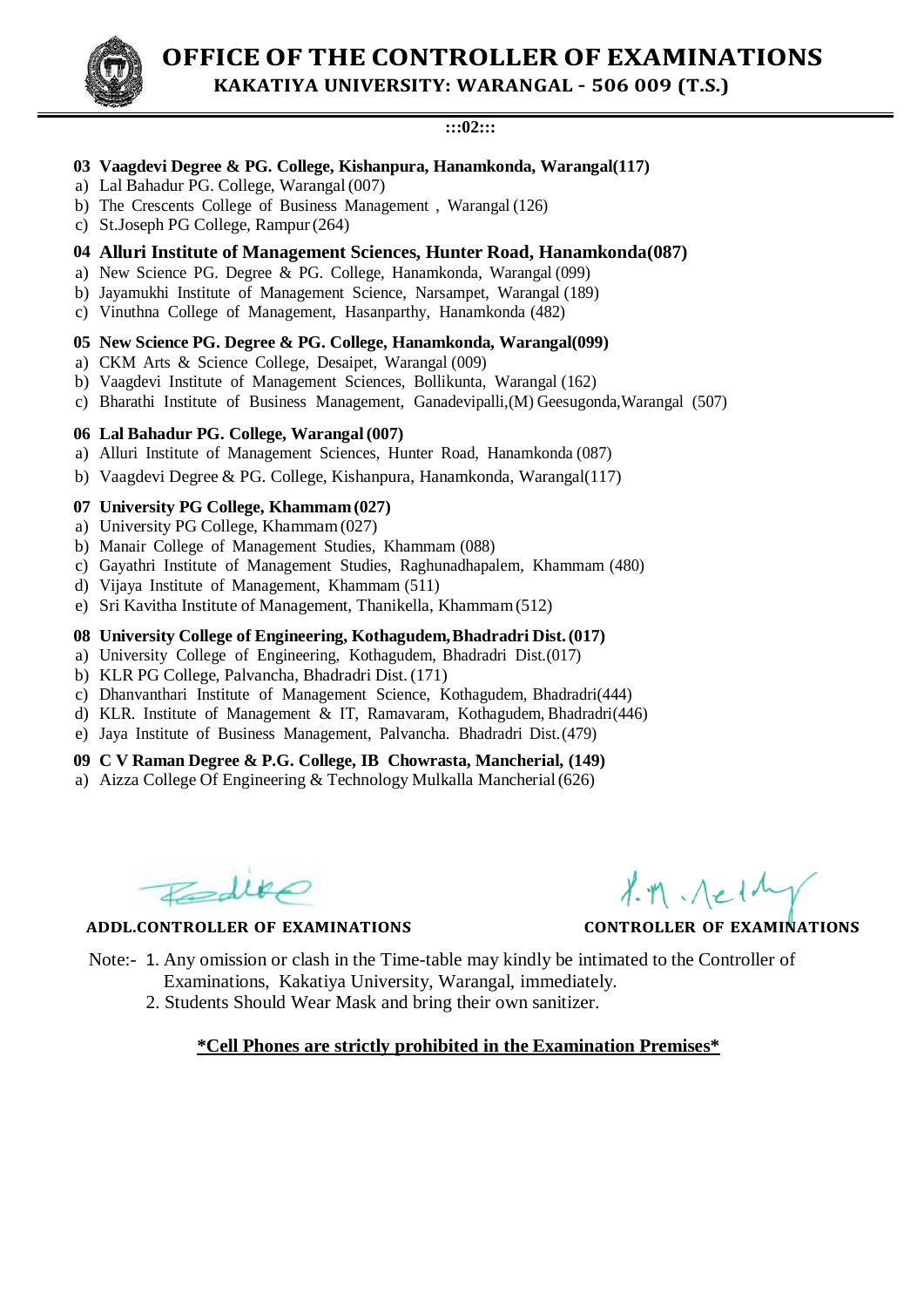# OFFICE OF THE CONTROLLER OF EXAMINATIONS

## KAKATIYA UNIVERSITY: WARANGAL - 506 009 (T.S.)

:::02:::

**03 Vaagdevi Degree & PG. College, Kishanpura, Hanamkonda, Warangal(117)**

a) Lal Bahadur PG. College, Warangal (007)
b) The Crescents College of Business Management , Warangal (126)
c) St.Joseph PG College, Rampur (264)

**04 Alluri Institute of Management Sciences, Hunter Road, Hanamkonda(087)**

a) New Science PG. Degree & PG. College, Hanamkonda, Warangal (099)
b) Jayamukhi Institute of Management Science, Narsampet, Warangal (189)
c) Vinuthna College of Management, Hasanparthy, Hanamkonda (482)

**05 New Science PG. Degree & PG. College, Hanamkonda, Warangal(099)**

a) CKM Arts & Science College, Desaipet, Warangal (009)
b) Vaagdevi Institute of Management Sciences, Bollikunta, Warangal (162)
c) Bharathi Institute of Business Management, Ganadevipalli,(M) Geesugonda,Warangal (507)

**06 Lal Bahadur PG. College, Warangal (007)**

a) Alluri Institute of Management Sciences, Hunter Road, Hanamkonda (087)
b) Vaagdevi Degree & PG. College, Kishanpura, Hanamkonda, Warangal(117)

**07 University PG College, Khammam (027)**

a) University PG College, Khammam (027)
b) Manair College of Management Studies, Khammam (088)
c) Gayathri Institute of Management Studies, Raghunadhapalem, Khammam (480)
d) Vijaya Institute of Management, Khammam (511)
e) Sri Kavitha Institute of Management, Thanikella, Khammam (512)

**08 University College of Engineering, Kothagudem, Bhadradri Dist. (017)**

a) University College of Engineering, Kothagudem, Bhadradri Dist.(017)
b) KLR PG College, Palvancha, Bhadradri Dist. (171)
c) Dhanvanthari Institute of Management Science, Kothagudem, Bhadradri(444)
d) KLR. Institute of Management & IT, Ramavaram, Kothagudem, Bhadradri(446)
e) Jaya Institute of Business Management, Palvancha. Bhadradri Dist. (479)

**09 C V Raman Degree & P.G. College, IB Chowrasta, Mancherial, (149)**

a) Aizza College Of Engineering & Technology Mulkalla Mancherial (626)

**ADDL.CONTROLLER OF EXAMINATIONS** **CONTROLLER OF EXAMINATIONS**

Note:- 1. Any omission or clash in the Time-table may kindly be intimated to the Controller of Examinations, Kakatiya University, Warangal, immediately.
2. Students Should Wear Mask and bring their own sanitizer.

**\*Cell Phones are strictly prohibited in the Examination Premises\***